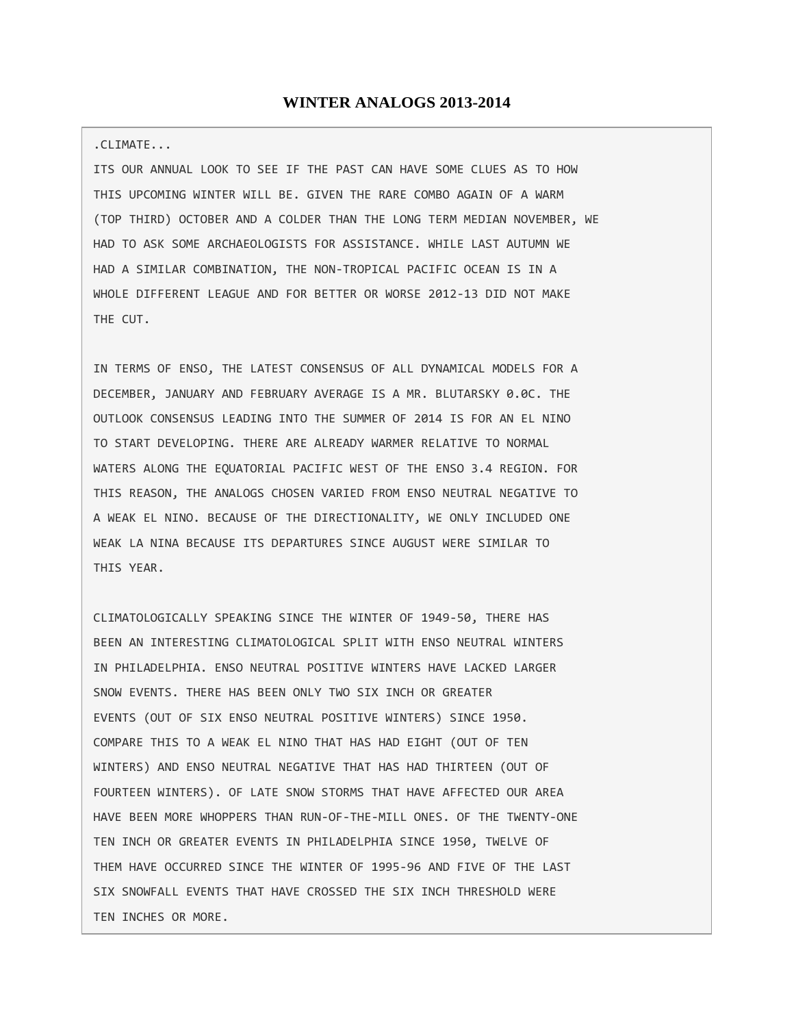# WINTER ANALOGS 2013-2014

```
.CLIMATE...
ITS OUR ANNUAL LOOK TO SEE IF THE PAST CAN HAVE SOME CLUES AS TO HOW
THIS UPCOMING WINTER WILL BE. GIVEN THE RARE COMBO AGAIN OF A WARM
(TOP THIRD) OCTOBER AND A COLDER THAN THE LONG TERM MEDIAN NOVEMBER, WE
HAD TO ASK SOME ARCHAEOLOGISTS FOR ASSISTANCE. WHILE LAST AUTUMN WE
HAD A SIMILAR COMBINATION, THE NON-TROPICAL PACIFIC OCEAN IS IN A
WHOLE DIFFERENT LEAGUE AND FOR BETTER OR WORSE 2012-13 DID NOT MAKE
THE CUT.

IN TERMS OF ENSO, THE LATEST CONSENSUS OF ALL DYNAMICAL MODELS FOR A
DECEMBER, JANUARY AND FEBRUARY AVERAGE IS A MR. BLUTARSKY 0.0C. THE
OUTLOOK CONSENSUS LEADING INTO THE SUMMER OF 2014 IS FOR AN EL NINO
TO START DEVELOPING. THERE ARE ALREADY WARMER RELATIVE TO NORMAL
WATERS ALONG THE EQUATORIAL PACIFIC WEST OF THE ENSO 3.4 REGION. FOR
THIS REASON, THE ANALOGS CHOSEN VARIED FROM ENSO NEUTRAL NEGATIVE TO
A WEAK EL NINO. BECAUSE OF THE DIRECTIONALITY, WE ONLY INCLUDED ONE
WEAK LA NINA BECAUSE ITS DEPARTURES SINCE AUGUST WERE SIMILAR TO
THIS YEAR.

CLIMATOLOGICALLY SPEAKING SINCE THE WINTER OF 1949-50, THERE HAS
BEEN AN INTERESTING CLIMATOLOGICAL SPLIT WITH ENSO NEUTRAL WINTERS
IN PHILADELPHIA. ENSO NEUTRAL POSITIVE WINTERS HAVE LACKED LARGER
SNOW EVENTS. THERE HAS BEEN ONLY TWO SIX INCH OR GREATER
EVENTS (OUT OF SIX ENSO NEUTRAL POSITIVE WINTERS) SINCE 1950.
COMPARE THIS TO A WEAK EL NINO THAT HAS HAD EIGHT (OUT OF TEN
WINTERS) AND ENSO NEUTRAL NEGATIVE THAT HAS HAD THIRTEEN (OUT OF
FOURTEEN WINTERS). OF LATE SNOW STORMS THAT HAVE AFFECTED OUR AREA
HAVE BEEN MORE WHOPPERS THAN RUN-OF-THE-MILL ONES. OF THE TWENTY-ONE
TEN INCH OR GREATER EVENTS IN PHILADELPHIA SINCE 1950, TWELVE OF
THEM HAVE OCCURRED SINCE THE WINTER OF 1995-96 AND FIVE OF THE LAST
SIX SNOWFALL EVENTS THAT HAVE CROSSED THE SIX INCH THRESHOLD WERE
TEN INCHES OR MORE.
```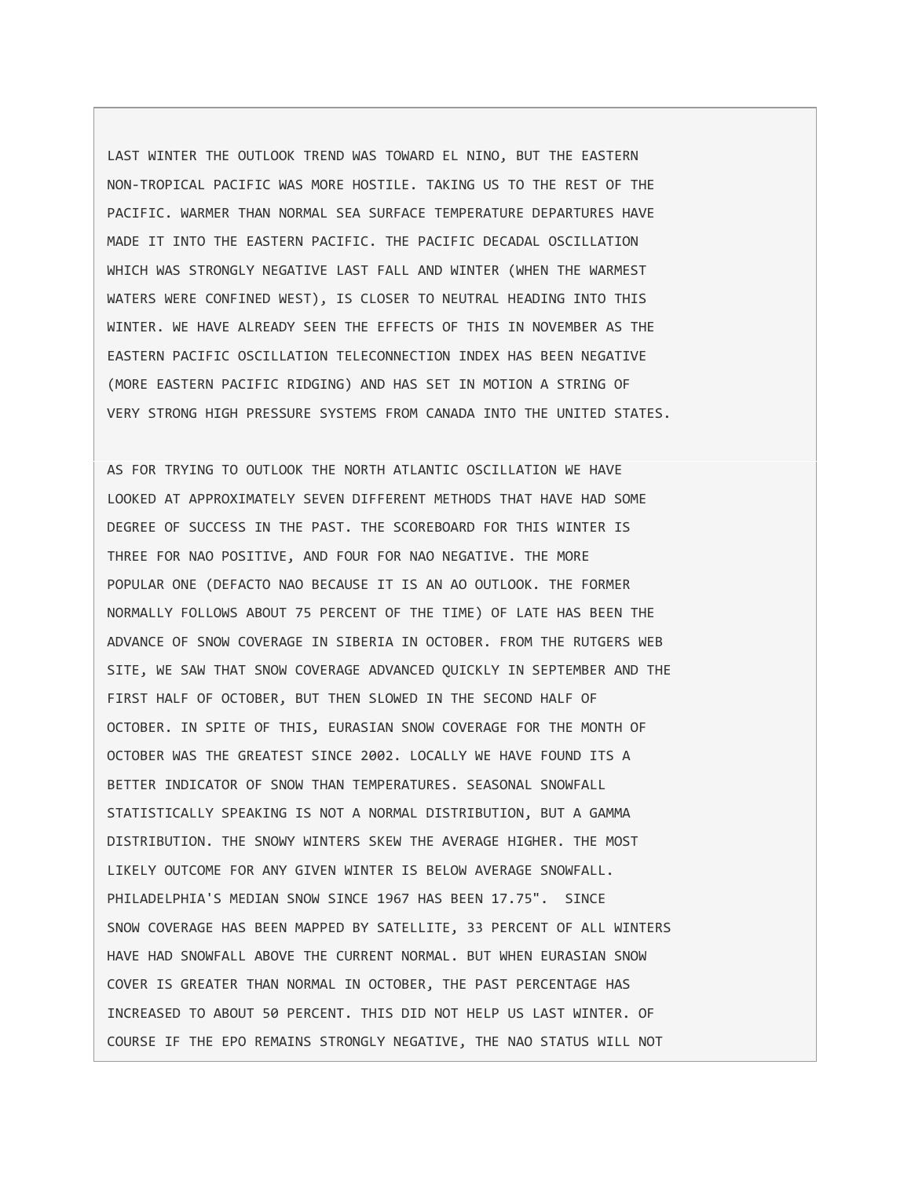LAST WINTER THE OUTLOOK TREND WAS TOWARD EL NINO, BUT THE EASTERN NON-TROPICAL PACIFIC WAS MORE HOSTILE. TAKING US TO THE REST OF THE PACIFIC. WARMER THAN NORMAL SEA SURFACE TEMPERATURE DEPARTURES HAVE MADE IT INTO THE EASTERN PACIFIC. THE PACIFIC DECADAL OSCILLATION WHICH WAS STRONGLY NEGATIVE LAST FALL AND WINTER (WHEN THE WARMEST WATERS WERE CONFINED WEST), IS CLOSER TO NEUTRAL HEADING INTO THIS WINTER. WE HAVE ALREADY SEEN THE EFFECTS OF THIS IN NOVEMBER AS THE EASTERN PACIFIC OSCILLATION TELECONNECTION INDEX HAS BEEN NEGATIVE (MORE EASTERN PACIFIC RIDGING) AND HAS SET IN MOTION A STRING OF VERY STRONG HIGH PRESSURE SYSTEMS FROM CANADA INTO THE UNITED STATES.

AS FOR TRYING TO OUTLOOK THE NORTH ATLANTIC OSCILLATION WE HAVE LOOKED AT APPROXIMATELY SEVEN DIFFERENT METHODS THAT HAVE HAD SOME DEGREE OF SUCCESS IN THE PAST. THE SCOREBOARD FOR THIS WINTER IS THREE FOR NAO POSITIVE, AND FOUR FOR NAO NEGATIVE. THE MORE POPULAR ONE (DEFACTO NAO BECAUSE IT IS AN AO OUTLOOK. THE FORMER NORMALLY FOLLOWS ABOUT 75 PERCENT OF THE TIME) OF LATE HAS BEEN THE ADVANCE OF SNOW COVERAGE IN SIBERIA IN OCTOBER. FROM THE RUTGERS WEB SITE, WE SAW THAT SNOW COVERAGE ADVANCED QUICKLY IN SEPTEMBER AND THE FIRST HALF OF OCTOBER, BUT THEN SLOWED IN THE SECOND HALF OF OCTOBER. IN SPITE OF THIS, EURASIAN SNOW COVERAGE FOR THE MONTH OF OCTOBER WAS THE GREATEST SINCE 2002. LOCALLY WE HAVE FOUND ITS A BETTER INDICATOR OF SNOW THAN TEMPERATURES. SEASONAL SNOWFALL STATISTICALLY SPEAKING IS NOT A NORMAL DISTRIBUTION, BUT A GAMMA DISTRIBUTION. THE SNOWY WINTERS SKEW THE AVERAGE HIGHER. THE MOST LIKELY OUTCOME FOR ANY GIVEN WINTER IS BELOW AVERAGE SNOWFALL. PHILADELPHIA'S MEDIAN SNOW SINCE 1967 HAS BEEN 17.75". SINCE SNOW COVERAGE HAS BEEN MAPPED BY SATELLITE, 33 PERCENT OF ALL WINTERS HAVE HAD SNOWFALL ABOVE THE CURRENT NORMAL. BUT WHEN EURASIAN SNOW COVER IS GREATER THAN NORMAL IN OCTOBER, THE PAST PERCENTAGE HAS INCREASED TO ABOUT 50 PERCENT. THIS DID NOT HELP US LAST WINTER. OF COURSE IF THE EPO REMAINS STRONGLY NEGATIVE, THE NAO STATUS WILL NOT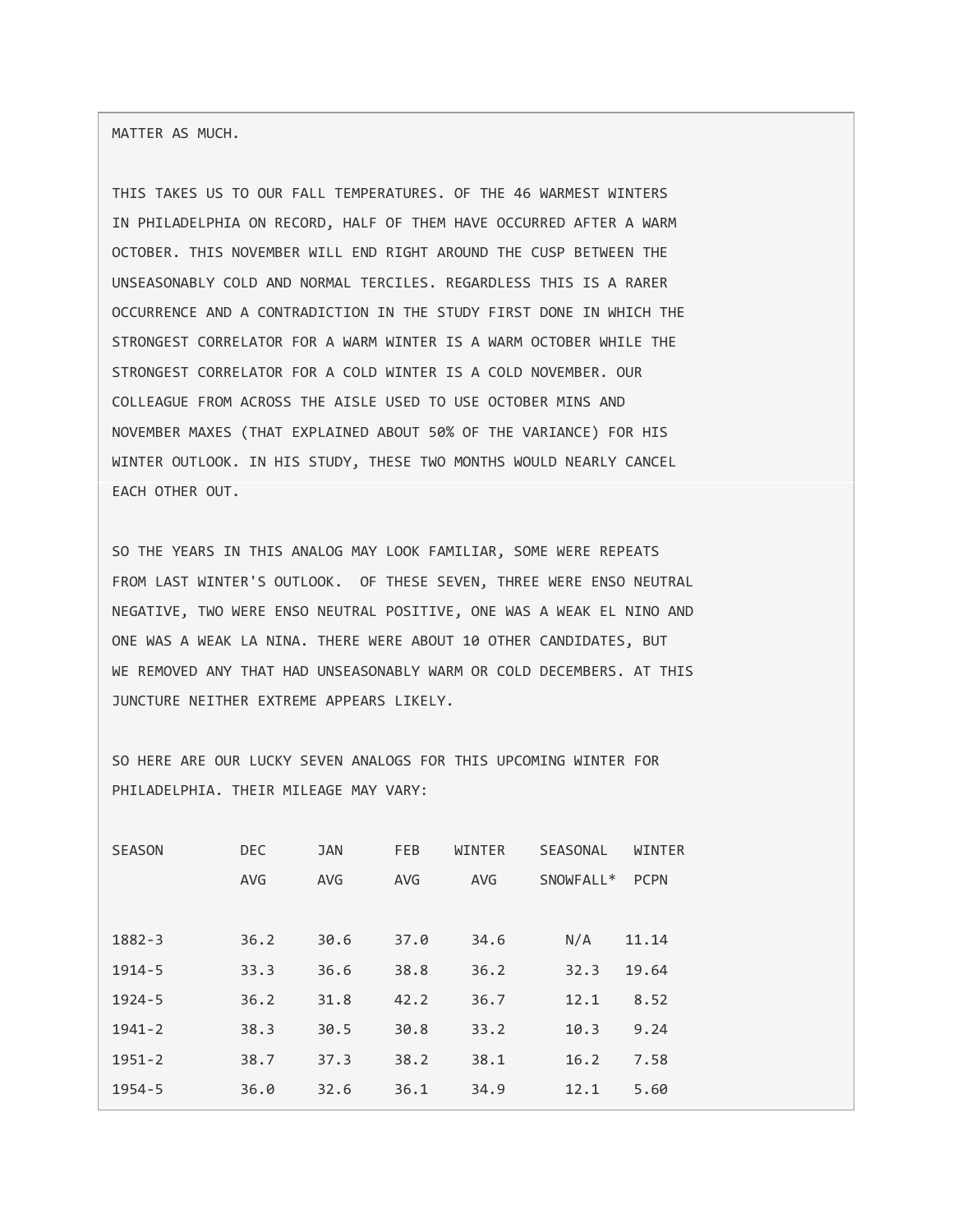MATTER AS MUCH.

THIS TAKES US TO OUR FALL TEMPERATURES. OF THE 46 WARMEST WINTERS IN PHILADELPHIA ON RECORD, HALF OF THEM HAVE OCCURRED AFTER A WARM OCTOBER. THIS NOVEMBER WILL END RIGHT AROUND THE CUSP BETWEEN THE UNSEASONABLY COLD AND NORMAL TERCILES. REGARDLESS THIS IS A RARER OCCURRENCE AND A CONTRADICTION IN THE STUDY FIRST DONE IN WHICH THE STRONGEST CORRELATOR FOR A WARM WINTER IS A WARM OCTOBER WHILE THE STRONGEST CORRELATOR FOR A COLD WINTER IS A COLD NOVEMBER. OUR COLLEAGUE FROM ACROSS THE AISLE USED TO USE OCTOBER MINS AND NOVEMBER MAXES (THAT EXPLAINED ABOUT 50% OF THE VARIANCE) FOR HIS WINTER OUTLOOK. IN HIS STUDY, THESE TWO MONTHS WOULD NEARLY CANCEL EACH OTHER OUT.

SO THE YEARS IN THIS ANALOG MAY LOOK FAMILIAR, SOME WERE REPEATS FROM LAST WINTER'S OUTLOOK.  OF THESE SEVEN, THREE WERE ENSO NEUTRAL NEGATIVE, TWO WERE ENSO NEUTRAL POSITIVE, ONE WAS A WEAK EL NINO AND ONE WAS A WEAK LA NINA. THERE WERE ABOUT 10 OTHER CANDIDATES, BUT WE REMOVED ANY THAT HAD UNSEASONABLY WARM OR COLD DECEMBERS. AT THIS JUNCTURE NEITHER EXTREME APPEARS LIKELY.

SO HERE ARE OUR LUCKY SEVEN ANALOGS FOR THIS UPCOMING WINTER FOR PHILADELPHIA. THEIR MILEAGE MAY VARY:

| SEASON | DEC AVG | JAN AVG | FEB AVG | WINTER AVG | SEASONAL SNOWFALL* | WINTER PCPN |
|---|---|---|---|---|---|---|
| 1882-3 | 36.2 | 30.6 | 37.0 | 34.6 | N/A | 11.14 |
| 1914-5 | 33.3 | 36.6 | 38.8 | 36.2 | 32.3 | 19.64 |
| 1924-5 | 36.2 | 31.8 | 42.2 | 36.7 | 12.1 | 8.52 |
| 1941-2 | 38.3 | 30.5 | 30.8 | 33.2 | 10.3 | 9.24 |
| 1951-2 | 38.7 | 37.3 | 38.2 | 38.1 | 16.2 | 7.58 |
| 1954-5 | 36.0 | 32.6 | 36.1 | 34.9 | 12.1 | 5.60 |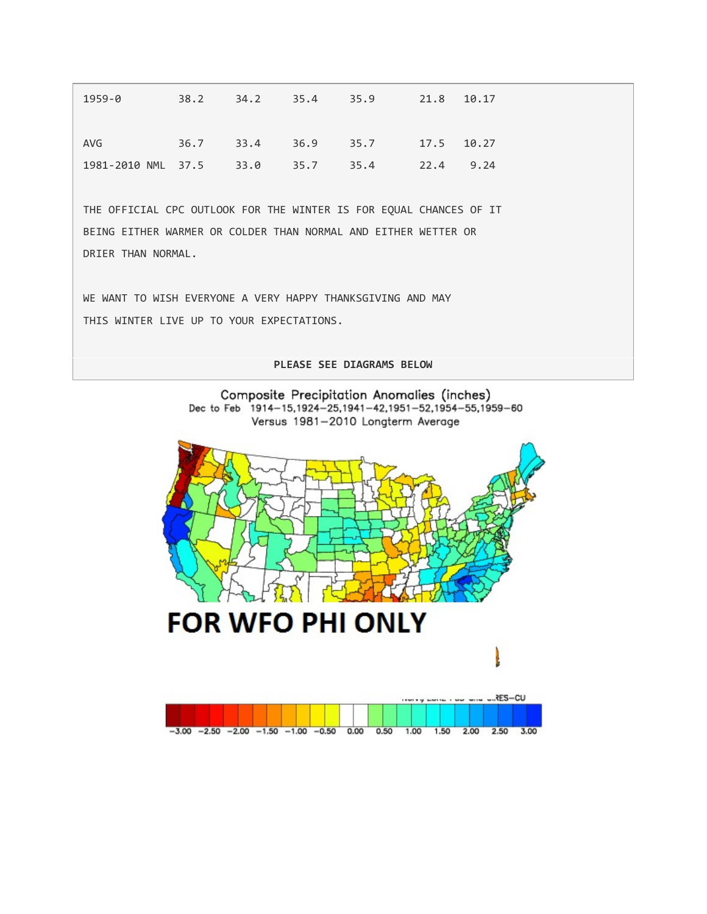| | | | | | | |
|---|---|---|---|---|---|---|
| 1959-0 | 38.2 | 34.2 | 35.4 | 35.9 | 21.8 | 10.17 |
| | | | | | | |
| AVG | 36.7 | 33.4 | 36.9 | 35.7 | 17.5 | 10.27 |
| 1981-2010 NML | 37.5 | 33.0 | 35.7 | 35.4 | 22.4 | 9.24 |

THE OFFICIAL CPC OUTLOOK FOR THE WINTER IS FOR EQUAL CHANCES OF IT BEING EITHER WARMER OR COLDER THAN NORMAL AND EITHER WETTER OR DRIER THAN NORMAL.

WE WANT TO WISH EVERYONE A VERY HAPPY THANKSGIVING AND MAY THIS WINTER LIVE UP TO YOUR EXPECTATIONS.

**PLEASE SEE DIAGRAMS BELOW**

Composite Precipitation Anomalies (inches)
Dec to Feb 1914–15,1924–25,1941–42,1951–52,1954–55,1959–60
Versus 1981–2010 Longterm Average

**FOR WFO PHI ONLY**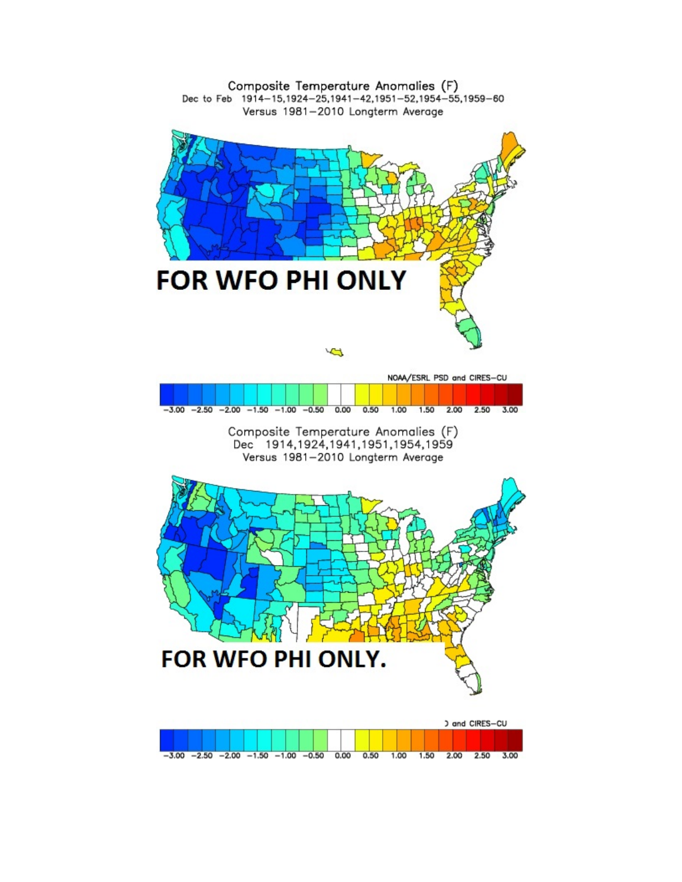Composite Temperature Anomalies (F)
Dec to Feb 1914–15,1924–25,1941–42,1951–52,1954–55,1959–60
Versus 1981–2010 Longterm Average

**FOR WFO PHI ONLY**

NOAA/ESRL PSD and CIRES-CU

–3.00 –2.50 –2.00 –1.50 –1.00 –0.50 0.00 0.50 1.00 1.50 2.00 2.50 3.00

Composite Temperature Anomalies (F)
Dec 1914,1924,1941,1951,1954,1959
Versus 1981–2010 Longterm Average

**FOR WFO PHI ONLY.**

) and CIRES-CU

–3.00 –2.50 –2.00 –1.50 –1.00 –0.50 0.00 0.50 1.00 1.50 2.00 2.50 3.00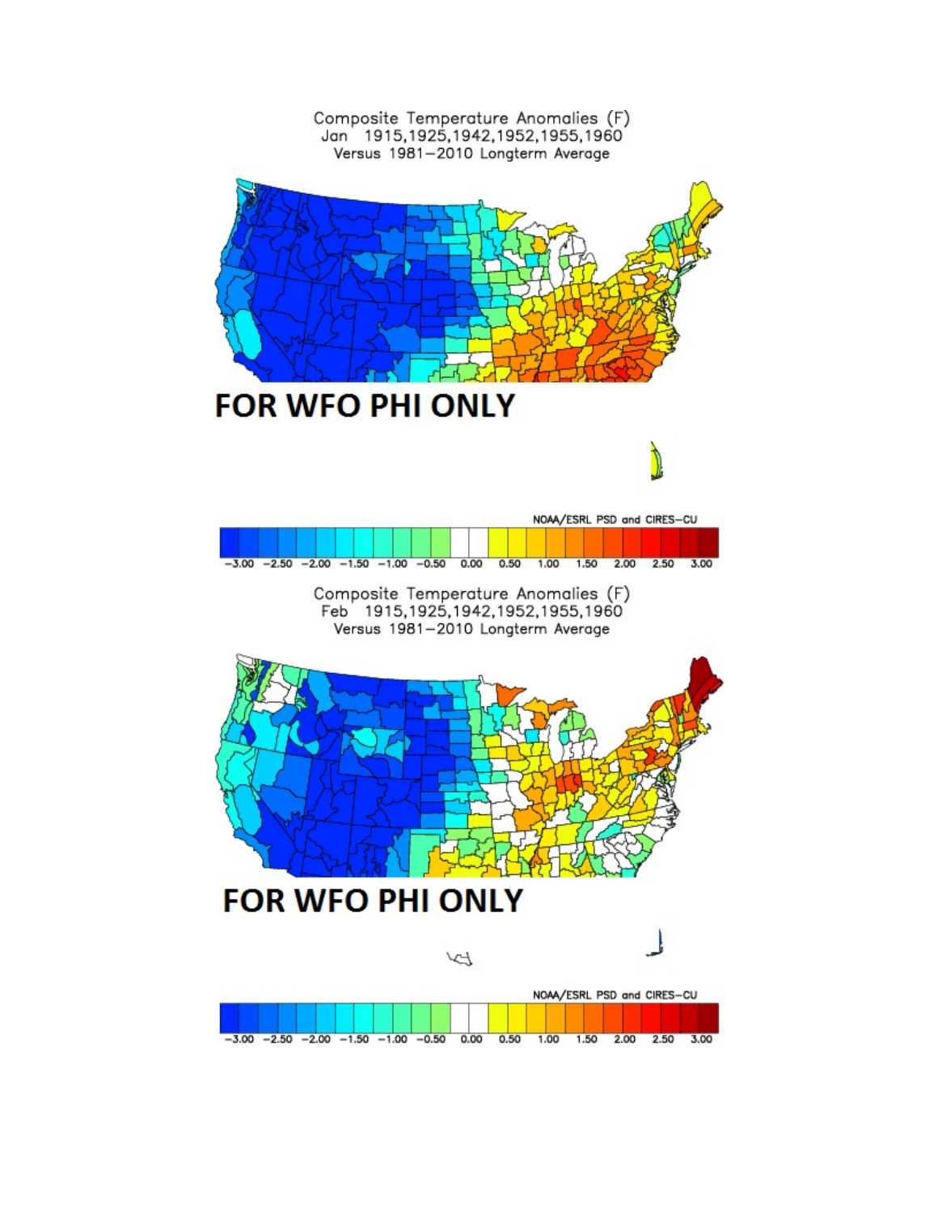Composite Temperature Anomalies (F)
Jan 1915,1925,1942,1952,1955,1960
Versus 1981–2010 Longterm Average

**FOR WFO PHI ONLY**

NOAA/ESRL PSD and CIRES–CU

–3.00 –2.50 –2.00 –1.50 –1.00 –0.50 0.00 0.50 1.00 1.50 2.00 2.50 3.00

Composite Temperature Anomalies (F)
Feb 1915,1925,1942,1952,1955,1960
Versus 1981–2010 Longterm Average

**FOR WFO PHI ONLY**

NOAA/ESRL PSD and CIRES–CU

–3.00 –2.50 –2.00 –1.50 –1.00 –0.50 0.00 0.50 1.00 1.50 2.00 2.50 3.00